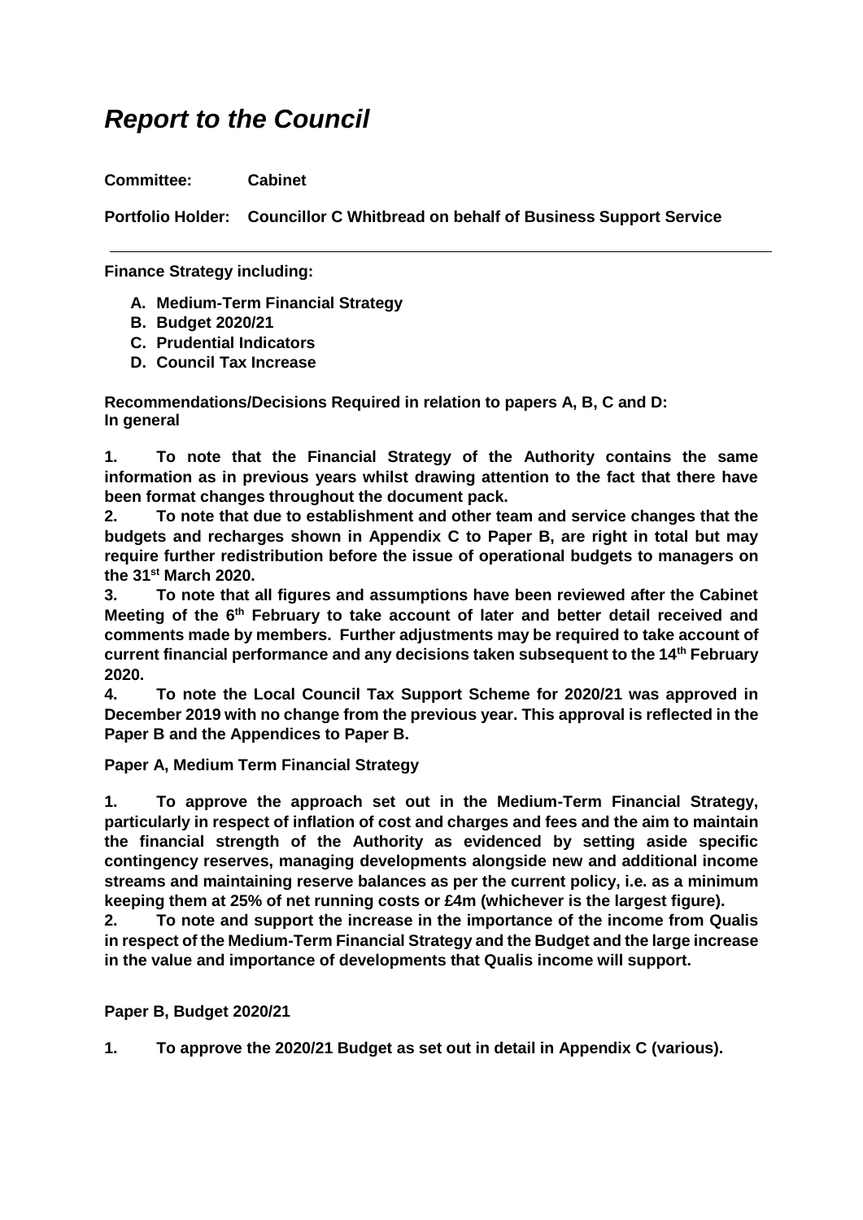# *Report to the Council*

**Committee:** **Cabinet**

**Portfolio Holder:** **Councillor C Whitbread on behalf of Business Support Service**

---

**Finance Strategy including:**

- **A. Medium-Term Financial Strategy**
- **B. Budget 2020/21**
- **C. Prudential Indicators**
- **D. Council Tax Increase**

**Recommendations/Decisions Required in relation to papers A, B, C and D:**
**In general**

**1. To note that the Financial Strategy of the Authority contains the same information as in previous years whilst drawing attention to the fact that there have been format changes throughout the document pack.**

**2. To note that due to establishment and other team and service changes that the budgets and recharges shown in Appendix C to Paper B, are right in total but may require further redistribution before the issue of operational budgets to managers on the 31st March 2020.**

**3. To note that all figures and assumptions have been reviewed after the Cabinet Meeting of the 6th February to take account of later and better detail received and comments made by members. Further adjustments may be required to take account of current financial performance and any decisions taken subsequent to the 14th February 2020.**

**4. To note the Local Council Tax Support Scheme for 2020/21 was approved in December 2019 with no change from the previous year. This approval is reflected in the Paper B and the Appendices to Paper B.**

**Paper A, Medium Term Financial Strategy**

**1. To approve the approach set out in the Medium-Term Financial Strategy, particularly in respect of inflation of cost and charges and fees and the aim to maintain the financial strength of the Authority as evidenced by setting aside specific contingency reserves, managing developments alongside new and additional income streams and maintaining reserve balances as per the current policy, i.e. as a minimum keeping them at 25% of net running costs or £4m (whichever is the largest figure).**

**2. To note and support the increase in the importance of the income from Qualis in respect of the Medium-Term Financial Strategy and the Budget and the large increase in the value and importance of developments that Qualis income will support.**

**Paper B, Budget 2020/21**

**1. To approve the 2020/21 Budget as set out in detail in Appendix C (various).**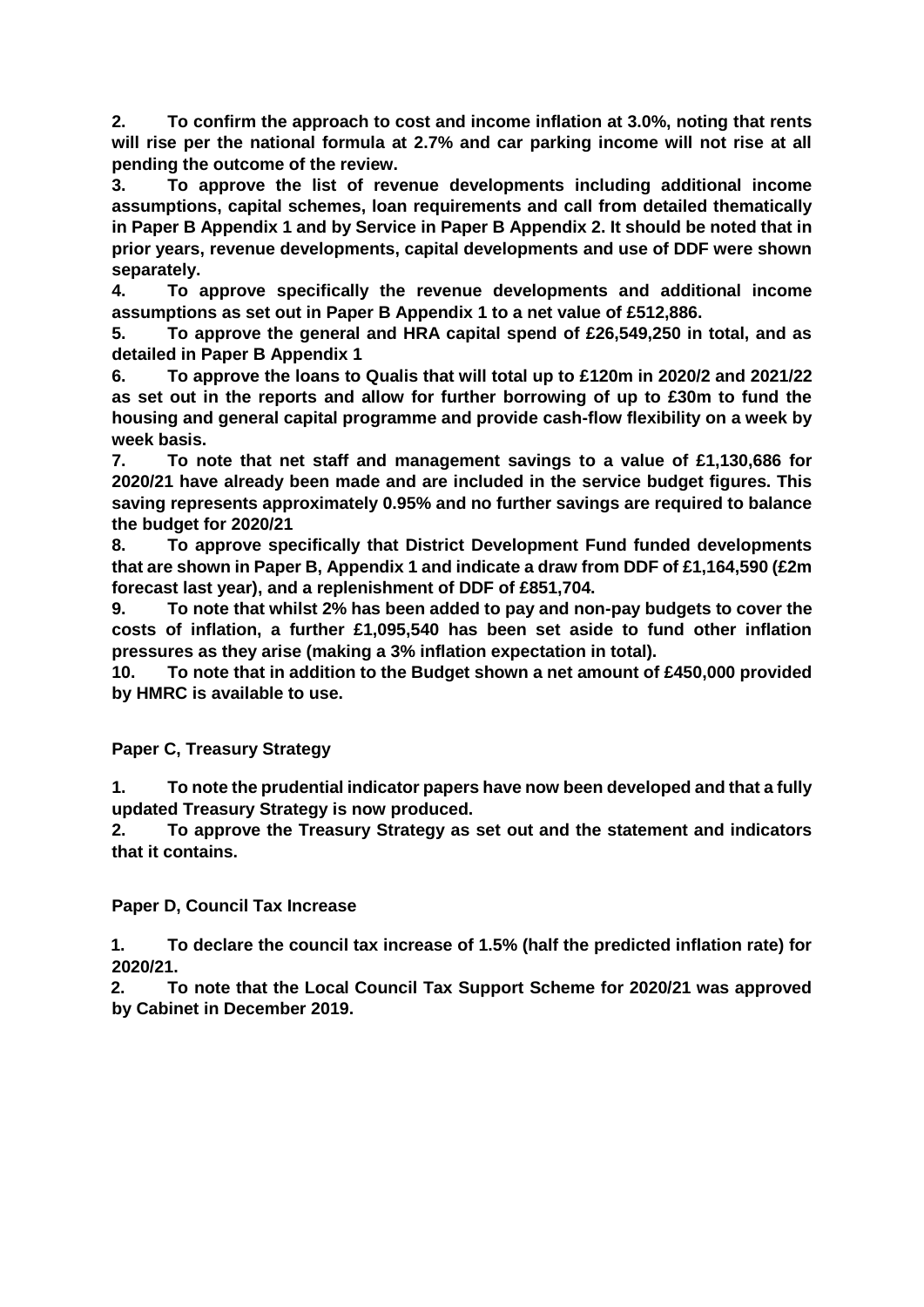**2. To confirm the approach to cost and income inflation at 3.0%, noting that rents will rise per the national formula at 2.7% and car parking income will not rise at all pending the outcome of the review.**

**3. To approve the list of revenue developments including additional income assumptions, capital schemes, loan requirements and call from detailed thematically in Paper B Appendix 1 and by Service in Paper B Appendix 2. It should be noted that in prior years, revenue developments, capital developments and use of DDF were shown separately.**

**4. To approve specifically the revenue developments and additional income assumptions as set out in Paper B Appendix 1 to a net value of £512,886.**

**5. To approve the general and HRA capital spend of £26,549,250 in total, and as detailed in Paper B Appendix 1**

**6. To approve the loans to Qualis that will total up to £120m in 2020/2 and 2021/22 as set out in the reports and allow for further borrowing of up to £30m to fund the housing and general capital programme and provide cash-flow flexibility on a week by week basis.**

**7. To note that net staff and management savings to a value of £1,130,686 for 2020/21 have already been made and are included in the service budget figures. This saving represents approximately 0.95% and no further savings are required to balance the budget for 2020/21**

**8. To approve specifically that District Development Fund funded developments that are shown in Paper B, Appendix 1 and indicate a draw from DDF of £1,164,590 (£2m forecast last year), and a replenishment of DDF of £851,704.**

**9. To note that whilst 2% has been added to pay and non-pay budgets to cover the costs of inflation, a further £1,095,540 has been set aside to fund other inflation pressures as they arise (making a 3% inflation expectation in total).**

**10. To note that in addition to the Budget shown a net amount of £450,000 provided by HMRC is available to use.**

**Paper C, Treasury Strategy**

**1. To note the prudential indicator papers have now been developed and that a fully updated Treasury Strategy is now produced.**

**2. To approve the Treasury Strategy as set out and the statement and indicators that it contains.**

**Paper D, Council Tax Increase**

**1. To declare the council tax increase of 1.5% (half the predicted inflation rate) for 2020/21.**

**2. To note that the Local Council Tax Support Scheme for 2020/21 was approved by Cabinet in December 2019.**